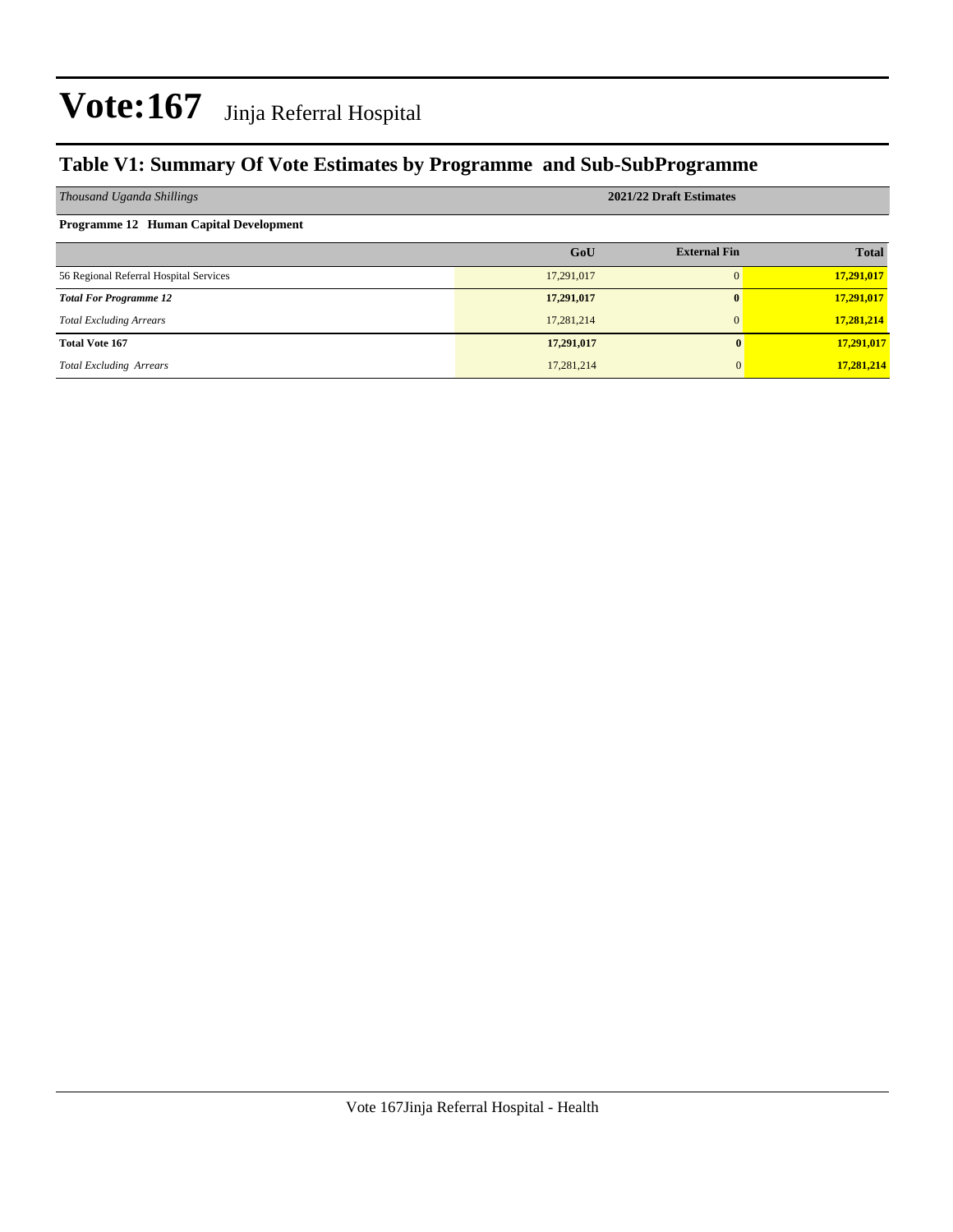# Vote:167 Jinja Referral Hospital

## Table V1: Summary Of Vote Estimates by Programme and Sub-SubProgramme

| *Thousand Uganda Shillings* | 2021/22 Draft Estimates | | |
|---|---|---|---|
| **Programme 12 Human Capital Development** | | | |
| | **GoU** | **External Fin** | **Total** |
| 56 Regional Referral Hospital Services | 17,291,017 | 0 | **17,291,017** |
| ***Total For Programme 12*** | **17,291,017** | **0** | **17,291,017** |
| *Total Excluding Arrears* | 17,281,214 | 0 | **17,281,214** |
| **Total Vote 167** | **17,291,017** | **0** | **17,291,017** |
| *Total Excluding Arrears* | 17,281,214 | 0 | **17,281,214** |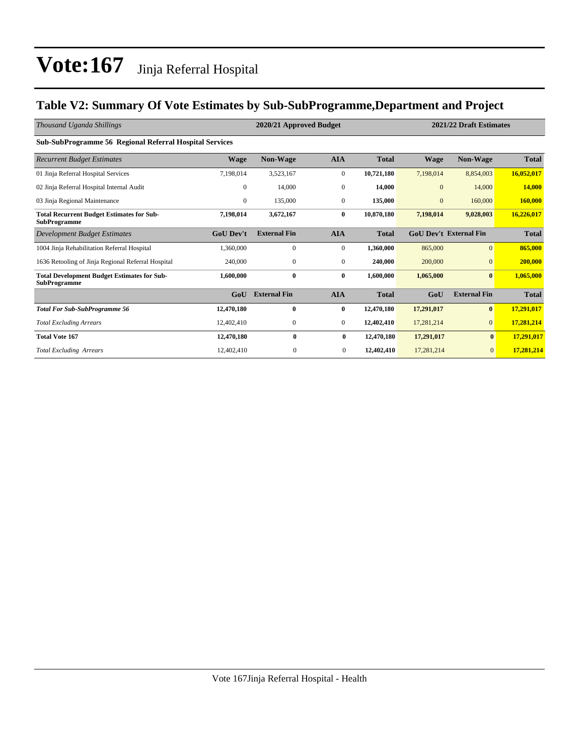# Vote:167 Jinja Referral Hospital

## Table V2: Summary Of Vote Estimates by Sub-SubProgramme,Department and Project

| *Thousand Uganda Shillings* | 2020/21 Approved Budget | | | | 2021/22 Draft Estimates | | |
|---|---|---|---|---|---|---|---|
| **Sub-SubProgramme 56 Regional Referral Hospital Services** | | | | | | | |
| *Recurrent Budget Estimates* | **Wage** | **Non-Wage** | **AIA** | **Total** | **Wage** | **Non-Wage** | **Total** |
| 01 Jinja Referral Hospital Services | 7,198,014 | 3,523,167 | 0 | **10,721,180** | 7,198,014 | 8,854,003 | **16,052,017** |
| 02 Jinja Referral Hospital Internal Audit | 0 | 14,000 | 0 | **14,000** | 0 | 14,000 | **14,000** |
| 03 Jinja Regional Maintenance | 0 | 135,000 | 0 | **135,000** | 0 | 160,000 | **160,000** |
| **Total Recurrent Budget Estimates for Sub-SubProgramme** | **7,198,014** | **3,672,167** | **0** | **10,870,180** | **7,198,014** | **9,028,003** | **16,226,017** |
| *Development Budget Estimates* | **GoU Dev't** | **External Fin** | **AIA** | **Total** | **GoU Dev't** | **External Fin** | **Total** |
| 1004 Jinja Rehabilitation Referral Hospital | 1,360,000 | 0 | 0 | **1,360,000** | 865,000 | 0 | **865,000** |
| 1636 Retooling of Jinja Regional Referral Hospital | 240,000 | 0 | 0 | **240,000** | 200,000 | 0 | **200,000** |
| **Total Development Budget Estimates for Sub-SubProgramme** | **1,600,000** | **0** | **0** | **1,600,000** | **1,065,000** | **0** | **1,065,000** |
| | **GoU** | **External Fin** | **AIA** | **Total** | **GoU** | **External Fin** | **Total** |
| ***Total For Sub-SubProgramme 56*** | **12,470,180** | **0** | **0** | **12,470,180** | **17,291,017** | **0** | **17,291,017** |
| *Total Excluding Arrears* | 12,402,410 | 0 | 0 | **12,402,410** | 17,281,214 | 0 | **17,281,214** |
| **Total Vote 167** | **12,470,180** | **0** | **0** | **12,470,180** | **17,291,017** | **0** | **17,291,017** |
| *Total Excluding Arrears* | 12,402,410 | 0 | 0 | **12,402,410** | 17,281,214 | 0 | **17,281,214** |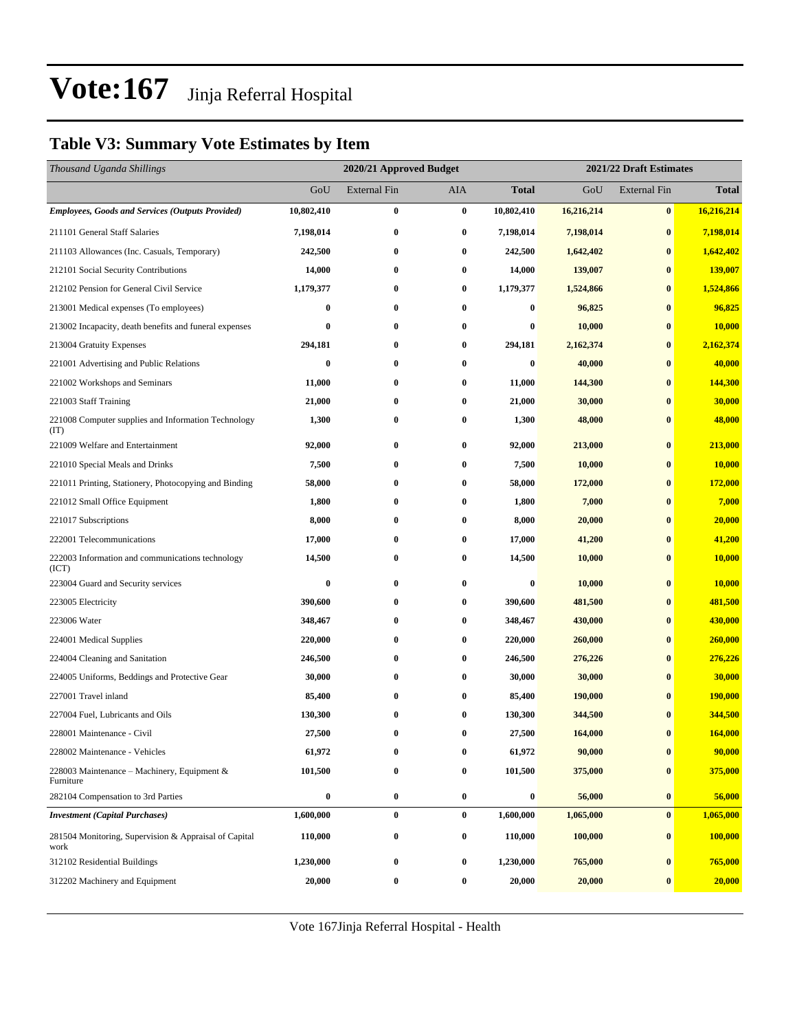# Vote:167 Jinja Referral Hospital

## Table V3: Summary Vote Estimates by Item

| *Thousand Uganda Shillings* | 2020/21 Approved Budget | | | | 2021/22 Draft Estimates | | |
|---|---|---|---|---|---|---|---|
| | GoU | External Fin | AIA | Total | GoU | External Fin | Total |
| ***Employees, Goods and Services (Outputs Provided)*** | **10,802,410** | **0** | **0** | **10,802,410** | **16,216,214** | **0** | **16,216,214** |
| 211101 General Staff Salaries | **7,198,014** | **0** | **0** | **7,198,014** | **7,198,014** | **0** | **7,198,014** |
| 211103 Allowances (Inc. Casuals, Temporary) | **242,500** | **0** | **0** | **242,500** | **1,642,402** | **0** | **1,642,402** |
| 212101 Social Security Contributions | **14,000** | **0** | **0** | **14,000** | **139,007** | **0** | **139,007** |
| 212102 Pension for General Civil Service | **1,179,377** | **0** | **0** | **1,179,377** | **1,524,866** | **0** | **1,524,866** |
| 213001 Medical expenses (To employees) | **0** | **0** | **0** | **0** | **96,825** | **0** | **96,825** |
| 213002 Incapacity, death benefits and funeral expenses | **0** | **0** | **0** | **0** | **10,000** | **0** | **10,000** |
| 213004 Gratuity Expenses | **294,181** | **0** | **0** | **294,181** | **2,162,374** | **0** | **2,162,374** |
| 221001 Advertising and Public Relations | **0** | **0** | **0** | **0** | **40,000** | **0** | **40,000** |
| 221002 Workshops and Seminars | **11,000** | **0** | **0** | **11,000** | **144,300** | **0** | **144,300** |
| 221003 Staff Training | **21,000** | **0** | **0** | **21,000** | **30,000** | **0** | **30,000** |
| 221008 Computer supplies and Information Technology (IT) | **1,300** | **0** | **0** | **1,300** | **48,000** | **0** | **48,000** |
| 221009 Welfare and Entertainment | **92,000** | **0** | **0** | **92,000** | **213,000** | **0** | **213,000** |
| 221010 Special Meals and Drinks | **7,500** | **0** | **0** | **7,500** | **10,000** | **0** | **10,000** |
| 221011 Printing, Stationery, Photocopying and Binding | **58,000** | **0** | **0** | **58,000** | **172,000** | **0** | **172,000** |
| 221012 Small Office Equipment | **1,800** | **0** | **0** | **1,800** | **7,000** | **0** | **7,000** |
| 221017 Subscriptions | **8,000** | **0** | **0** | **8,000** | **20,000** | **0** | **20,000** |
| 222001 Telecommunications | **17,000** | **0** | **0** | **17,000** | **41,200** | **0** | **41,200** |
| 222003 Information and communications technology (ICT) | **14,500** | **0** | **0** | **14,500** | **10,000** | **0** | **10,000** |
| 223004 Guard and Security services | **0** | **0** | **0** | **0** | **10,000** | **0** | **10,000** |
| 223005 Electricity | **390,600** | **0** | **0** | **390,600** | **481,500** | **0** | **481,500** |
| 223006 Water | **348,467** | **0** | **0** | **348,467** | **430,000** | **0** | **430,000** |
| 224001 Medical Supplies | **220,000** | **0** | **0** | **220,000** | **260,000** | **0** | **260,000** |
| 224004 Cleaning and Sanitation | **246,500** | **0** | **0** | **246,500** | **276,226** | **0** | **276,226** |
| 224005 Uniforms, Beddings and Protective Gear | **30,000** | **0** | **0** | **30,000** | **30,000** | **0** | **30,000** |
| 227001 Travel inland | **85,400** | **0** | **0** | **85,400** | **190,000** | **0** | **190,000** |
| 227004 Fuel, Lubricants and Oils | **130,300** | **0** | **0** | **130,300** | **344,500** | **0** | **344,500** |
| 228001 Maintenance - Civil | **27,500** | **0** | **0** | **27,500** | **164,000** | **0** | **164,000** |
| 228002 Maintenance - Vehicles | **61,972** | **0** | **0** | **61,972** | **90,000** | **0** | **90,000** |
| 228003 Maintenance – Machinery, Equipment & Furniture | **101,500** | **0** | **0** | **101,500** | **375,000** | **0** | **375,000** |
| 282104 Compensation to 3rd Parties | **0** | **0** | **0** | **0** | **56,000** | **0** | **56,000** |
| ***Investment (Capital Purchases)*** | **1,600,000** | **0** | **0** | **1,600,000** | **1,065,000** | **0** | **1,065,000** |
| 281504 Monitoring, Supervision & Appraisal of Capital work | **110,000** | **0** | **0** | **110,000** | **100,000** | **0** | **100,000** |
| 312102 Residential Buildings | **1,230,000** | **0** | **0** | **1,230,000** | **765,000** | **0** | **765,000** |
| 312202 Machinery and Equipment | **20,000** | **0** | **0** | **20,000** | **20,000** | **0** | **20,000** |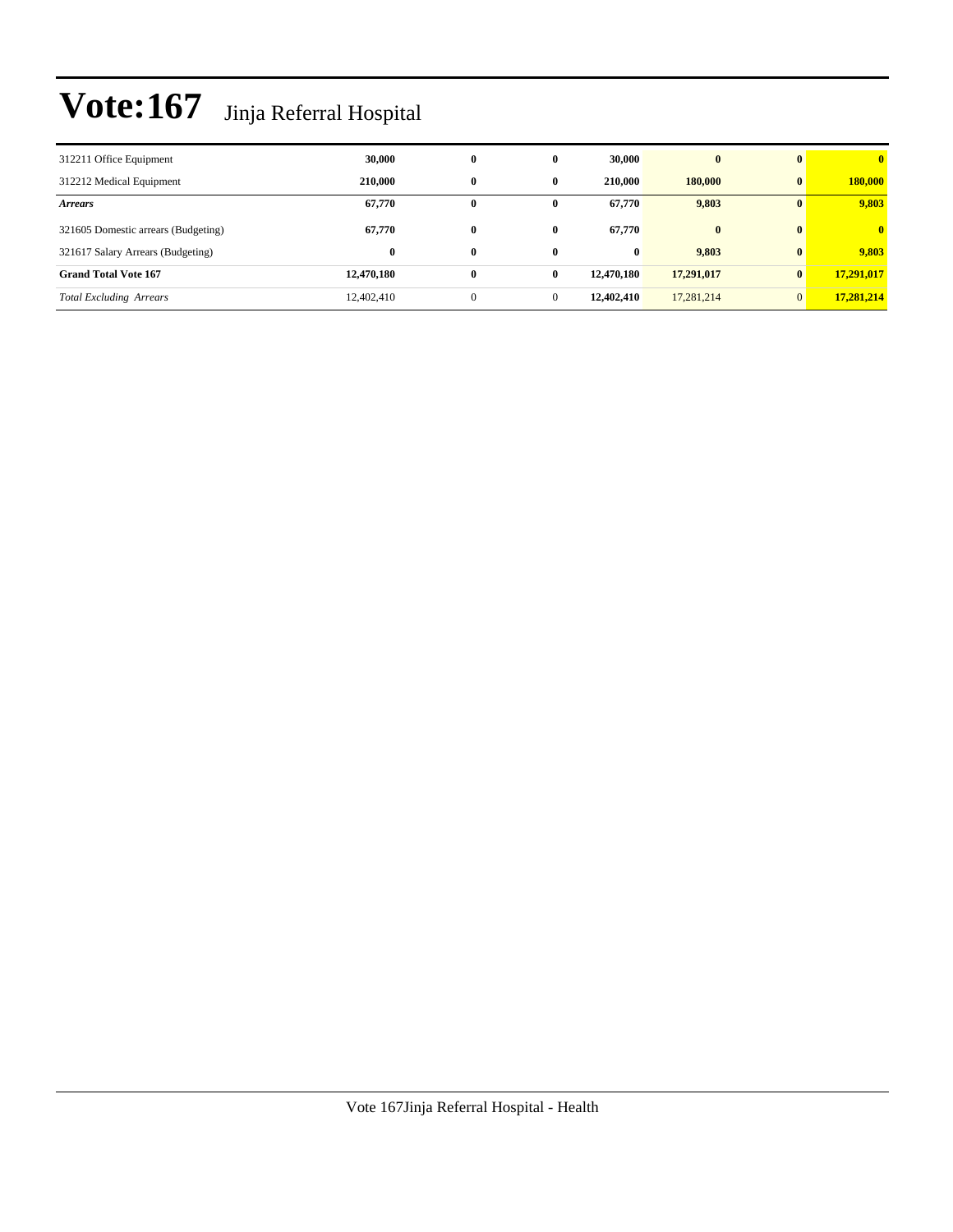# Vote:167 Jinja Referral Hospital

| | | | | | | | |
|---|---|---|---|---|---|---|---|
| 312211 Office Equipment | **30,000** | **0** | **0** | **30,000** | **0** | **0** | **0** |
| 312212 Medical Equipment | **210,000** | **0** | **0** | **210,000** | **180,000** | **0** | **180,000** |
| ***Arrears*** | **67,770** | **0** | **0** | **67,770** | **9,803** | **0** | **9,803** |
| 321605 Domestic arrears (Budgeting) | **67,770** | **0** | **0** | **67,770** | **0** | **0** | **0** |
| 321617 Salary Arrears (Budgeting) | **0** | **0** | **0** | **0** | **9,803** | **0** | **9,803** |
| **Grand Total Vote 167** | **12,470,180** | **0** | **0** | **12,470,180** | **17,291,017** | **0** | **17,291,017** |
| *Total Excluding Arrears* | 12,402,410 | 0 | 0 | **12,402,410** | 17,281,214 | 0 | **17,281,214** |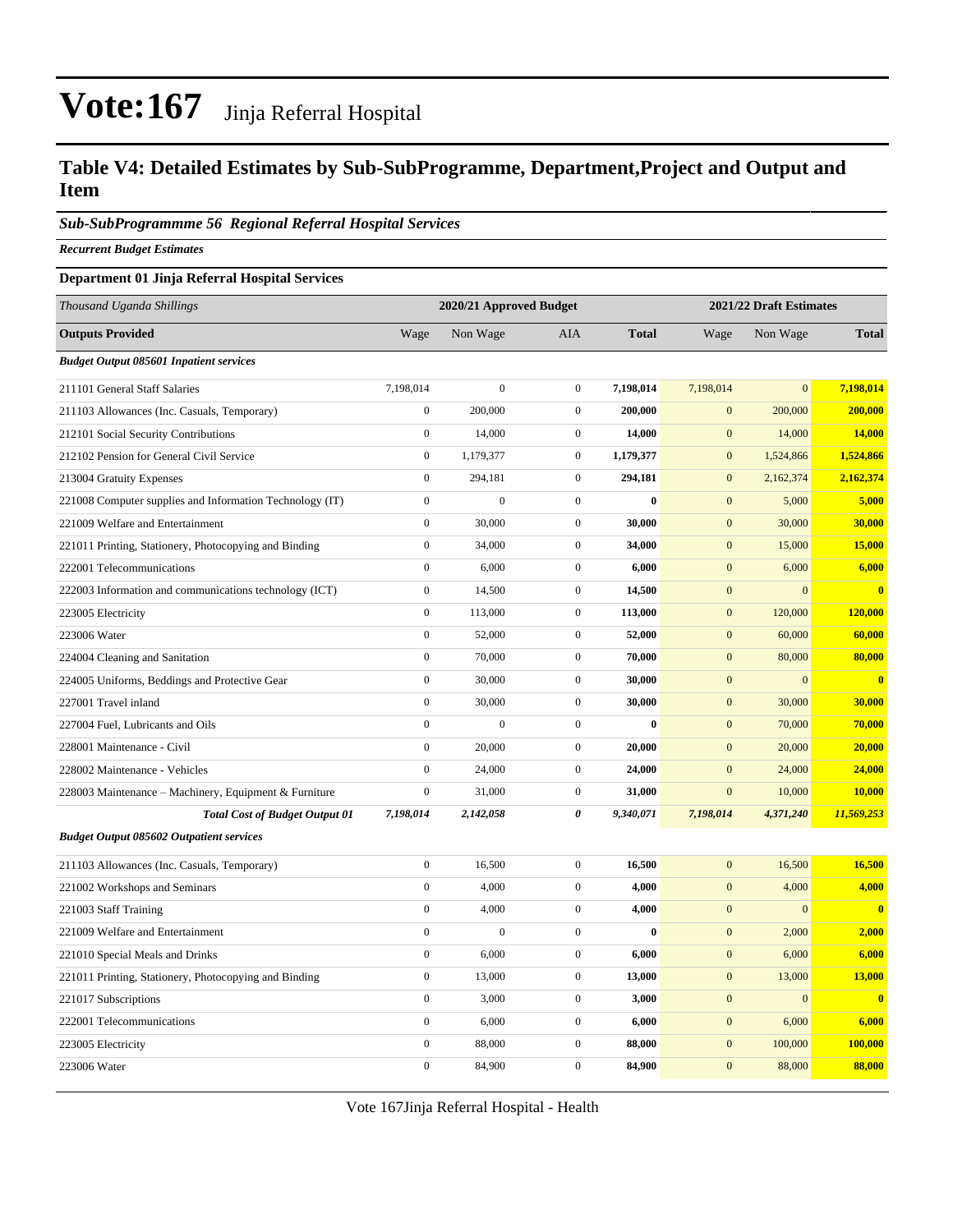# Vote:167 Jinja Referral Hospital

## Table V4: Detailed Estimates by Sub-SubProgramme, Department,Project and Output and Item

### *Sub-SubProgrammme 56 Regional Referral Hospital Services*

***Recurrent Budget Estimates***

**Department 01 Jinja Referral Hospital Services**

| *Thousand Uganda Shillings* | 2020/21 Approved Budget | | | | 2021/22 Draft Estimates | | |
|---|---|---|---|---|---|---|---|
| **Outputs Provided** | Wage | Non Wage | AIA | **Total** | Wage | Non Wage | **Total** |
| ***Budget Output 085601 Inpatient services*** | | | | | | | |
| 211101 General Staff Salaries | 7,198,014 | 0 | 0 | **7,198,014** | 7,198,014 | 0 | **7,198,014** |
| 211103 Allowances (Inc. Casuals, Temporary) | 0 | 200,000 | 0 | **200,000** | 0 | 200,000 | **200,000** |
| 212101 Social Security Contributions | 0 | 14,000 | 0 | **14,000** | 0 | 14,000 | **14,000** |
| 212102 Pension for General Civil Service | 0 | 1,179,377 | 0 | **1,179,377** | 0 | 1,524,866 | **1,524,866** |
| 213004 Gratuity Expenses | 0 | 294,181 | 0 | **294,181** | 0 | 2,162,374 | **2,162,374** |
| 221008 Computer supplies and Information Technology (IT) | 0 | 0 | 0 | **0** | 0 | 5,000 | **5,000** |
| 221009 Welfare and Entertainment | 0 | 30,000 | 0 | **30,000** | 0 | 30,000 | **30,000** |
| 221011 Printing, Stationery, Photocopying and Binding | 0 | 34,000 | 0 | **34,000** | 0 | 15,000 | **15,000** |
| 222001 Telecommunications | 0 | 6,000 | 0 | **6,000** | 0 | 6,000 | **6,000** |
| 222003 Information and communications technology (ICT) | 0 | 14,500 | 0 | **14,500** | 0 | 0 | **0** |
| 223005 Electricity | 0 | 113,000 | 0 | **113,000** | 0 | 120,000 | **120,000** |
| 223006 Water | 0 | 52,000 | 0 | **52,000** | 0 | 60,000 | **60,000** |
| 224004 Cleaning and Sanitation | 0 | 70,000 | 0 | **70,000** | 0 | 80,000 | **80,000** |
| 224005 Uniforms, Beddings and Protective Gear | 0 | 30,000 | 0 | **30,000** | 0 | 0 | **0** |
| 227001 Travel inland | 0 | 30,000 | 0 | **30,000** | 0 | 30,000 | **30,000** |
| 227004 Fuel, Lubricants and Oils | 0 | 0 | 0 | **0** | 0 | 70,000 | **70,000** |
| 228001 Maintenance - Civil | 0 | 20,000 | 0 | **20,000** | 0 | 20,000 | **20,000** |
| 228002 Maintenance - Vehicles | 0 | 24,000 | 0 | **24,000** | 0 | 24,000 | **24,000** |
| 228003 Maintenance – Machinery, Equipment & Furniture | 0 | 31,000 | 0 | **31,000** | 0 | 10,000 | **10,000** |
| ***Total Cost of Budget Output 01*** | ***7,198,014*** | ***2,142,058*** | ***0*** | ***9,340,071*** | ***7,198,014*** | ***4,371,240*** | ***11,569,253*** |
| ***Budget Output 085602 Outpatient services*** | | | | | | | |
| 211103 Allowances (Inc. Casuals, Temporary) | 0 | 16,500 | 0 | **16,500** | 0 | 16,500 | **16,500** |
| 221002 Workshops and Seminars | 0 | 4,000 | 0 | **4,000** | 0 | 4,000 | **4,000** |
| 221003 Staff Training | 0 | 4,000 | 0 | **4,000** | 0 | 0 | **0** |
| 221009 Welfare and Entertainment | 0 | 0 | 0 | **0** | 0 | 2,000 | **2,000** |
| 221010 Special Meals and Drinks | 0 | 6,000 | 0 | **6,000** | 0 | 6,000 | **6,000** |
| 221011 Printing, Stationery, Photocopying and Binding | 0 | 13,000 | 0 | **13,000** | 0 | 13,000 | **13,000** |
| 221017 Subscriptions | 0 | 3,000 | 0 | **3,000** | 0 | 0 | **0** |
| 222001 Telecommunications | 0 | 6,000 | 0 | **6,000** | 0 | 6,000 | **6,000** |
| 223005 Electricity | 0 | 88,000 | 0 | **88,000** | 0 | 100,000 | **100,000** |
| 223006 Water | 0 | 84,900 | 0 | **84,900** | 0 | 88,000 | **88,000** |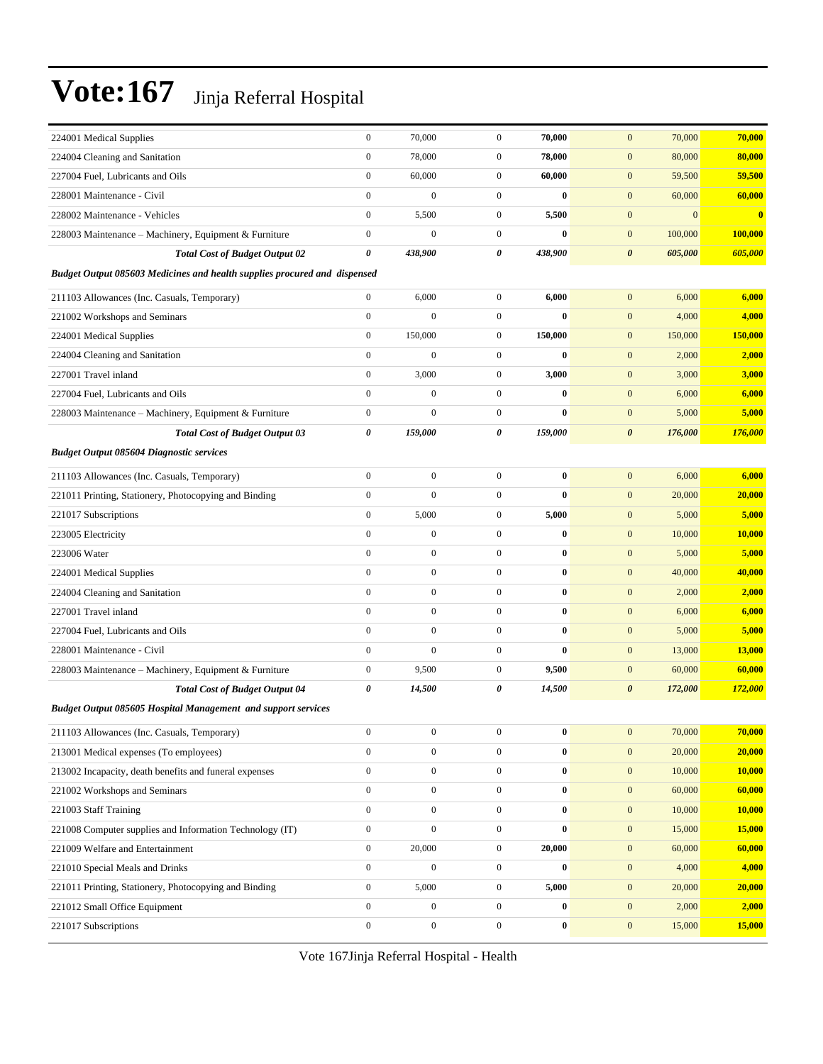# Vote:167 Jinja Referral Hospital

| | | | | | | | |
|---|---|---|---|---|---|---|---|
| 224001 Medical Supplies | 0 | 70,000 | 0 | **70,000** | 0 | 70,000 | **70,000** |
| 224004 Cleaning and Sanitation | 0 | 78,000 | 0 | **78,000** | 0 | 80,000 | **80,000** |
| 227004 Fuel, Lubricants and Oils | 0 | 60,000 | 0 | **60,000** | 0 | 59,500 | **59,500** |
| 228001 Maintenance - Civil | 0 | 0 | 0 | **0** | 0 | 60,000 | **60,000** |
| 228002 Maintenance - Vehicles | 0 | 5,500 | 0 | **5,500** | 0 | 0 | **0** |
| 228003 Maintenance – Machinery, Equipment & Furniture | 0 | 0 | 0 | **0** | 0 | 100,000 | **100,000** |
| ***Total Cost of Budget Output 02*** | ***0*** | ***438,900*** | ***0*** | ***438,900*** | ***0*** | ***605,000*** | ***605,000*** |
| ***Budget Output 085603 Medicines and health supplies procured and dispensed*** | | | | | | | |
| 211103 Allowances (Inc. Casuals, Temporary) | 0 | 6,000 | 0 | **6,000** | 0 | 6,000 | **6,000** |
| 221002 Workshops and Seminars | 0 | 0 | 0 | **0** | 0 | 4,000 | **4,000** |
| 224001 Medical Supplies | 0 | 150,000 | 0 | **150,000** | 0 | 150,000 | **150,000** |
| 224004 Cleaning and Sanitation | 0 | 0 | 0 | **0** | 0 | 2,000 | **2,000** |
| 227001 Travel inland | 0 | 3,000 | 0 | **3,000** | 0 | 3,000 | **3,000** |
| 227004 Fuel, Lubricants and Oils | 0 | 0 | 0 | **0** | 0 | 6,000 | **6,000** |
| 228003 Maintenance – Machinery, Equipment & Furniture | 0 | 0 | 0 | **0** | 0 | 5,000 | **5,000** |
| ***Total Cost of Budget Output 03*** | ***0*** | ***159,000*** | ***0*** | ***159,000*** | ***0*** | ***176,000*** | ***176,000*** |
| ***Budget Output 085604 Diagnostic services*** | | | | | | | |
| 211103 Allowances (Inc. Casuals, Temporary) | 0 | 0 | 0 | **0** | 0 | 6,000 | **6,000** |
| 221011 Printing, Stationery, Photocopying and Binding | 0 | 0 | 0 | **0** | 0 | 20,000 | **20,000** |
| 221017 Subscriptions | 0 | 5,000 | 0 | **5,000** | 0 | 5,000 | **5,000** |
| 223005 Electricity | 0 | 0 | 0 | **0** | 0 | 10,000 | **10,000** |
| 223006 Water | 0 | 0 | 0 | **0** | 0 | 5,000 | **5,000** |
| 224001 Medical Supplies | 0 | 0 | 0 | **0** | 0 | 40,000 | **40,000** |
| 224004 Cleaning and Sanitation | 0 | 0 | 0 | **0** | 0 | 2,000 | **2,000** |
| 227001 Travel inland | 0 | 0 | 0 | **0** | 0 | 6,000 | **6,000** |
| 227004 Fuel, Lubricants and Oils | 0 | 0 | 0 | **0** | 0 | 5,000 | **5,000** |
| 228001 Maintenance - Civil | 0 | 0 | 0 | **0** | 0 | 13,000 | **13,000** |
| 228003 Maintenance – Machinery, Equipment & Furniture | 0 | 9,500 | 0 | **9,500** | 0 | 60,000 | **60,000** |
| ***Total Cost of Budget Output 04*** | ***0*** | ***14,500*** | ***0*** | ***14,500*** | ***0*** | ***172,000*** | ***172,000*** |
| ***Budget Output 085605 Hospital Management and support services*** | | | | | | | |
| 211103 Allowances (Inc. Casuals, Temporary) | 0 | 0 | 0 | **0** | 0 | 70,000 | **70,000** |
| 213001 Medical expenses (To employees) | 0 | 0 | 0 | **0** | 0 | 20,000 | **20,000** |
| 213002 Incapacity, death benefits and funeral expenses | 0 | 0 | 0 | **0** | 0 | 10,000 | **10,000** |
| 221002 Workshops and Seminars | 0 | 0 | 0 | **0** | 0 | 60,000 | **60,000** |
| 221003 Staff Training | 0 | 0 | 0 | **0** | 0 | 10,000 | **10,000** |
| 221008 Computer supplies and Information Technology (IT) | 0 | 0 | 0 | **0** | 0 | 15,000 | **15,000** |
| 221009 Welfare and Entertainment | 0 | 20,000 | 0 | **20,000** | 0 | 60,000 | **60,000** |
| 221010 Special Meals and Drinks | 0 | 0 | 0 | **0** | 0 | 4,000 | **4,000** |
| 221011 Printing, Stationery, Photocopying and Binding | 0 | 5,000 | 0 | **5,000** | 0 | 20,000 | **20,000** |
| 221012 Small Office Equipment | 0 | 0 | 0 | **0** | 0 | 2,000 | **2,000** |
| 221017 Subscriptions | 0 | 0 | 0 | **0** | 0 | 15,000 | **15,000** |

Vote 167Jinja Referral Hospital - Health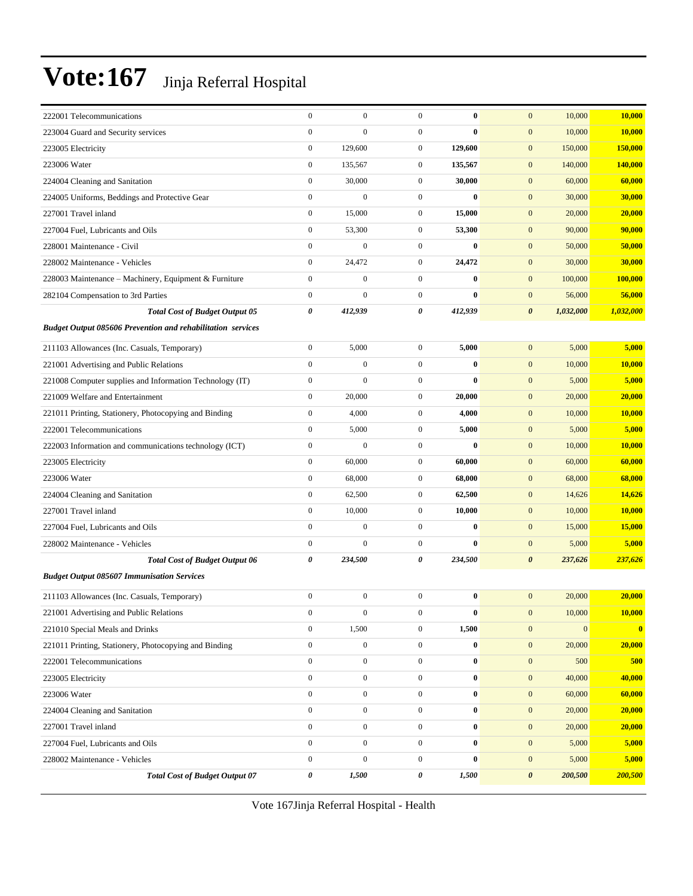# Vote:167 Jinja Referral Hospital

| | | | | | | | |
|---|---|---|---|---|---|---|---|
| 222001 Telecommunications | 0 | 0 | 0 | **0** | 0 | 10,000 | **10,000** |
| 223004 Guard and Security services | 0 | 0 | 0 | **0** | 0 | 10,000 | **10,000** |
| 223005 Electricity | 0 | 129,600 | 0 | **129,600** | 0 | 150,000 | **150,000** |
| 223006 Water | 0 | 135,567 | 0 | **135,567** | 0 | 140,000 | **140,000** |
| 224004 Cleaning and Sanitation | 0 | 30,000 | 0 | **30,000** | 0 | 60,000 | **60,000** |
| 224005 Uniforms, Beddings and Protective Gear | 0 | 0 | 0 | **0** | 0 | 30,000 | **30,000** |
| 227001 Travel inland | 0 | 15,000 | 0 | **15,000** | 0 | 20,000 | **20,000** |
| 227004 Fuel, Lubricants and Oils | 0 | 53,300 | 0 | **53,300** | 0 | 90,000 | **90,000** |
| 228001 Maintenance - Civil | 0 | 0 | 0 | **0** | 0 | 50,000 | **50,000** |
| 228002 Maintenance - Vehicles | 0 | 24,472 | 0 | **24,472** | 0 | 30,000 | **30,000** |
| 228003 Maintenance – Machinery, Equipment & Furniture | 0 | 0 | 0 | **0** | 0 | 100,000 | **100,000** |
| 282104 Compensation to 3rd Parties | 0 | 0 | 0 | **0** | 0 | 56,000 | **56,000** |
| ***Total Cost of Budget Output 05*** | ***0*** | ***412,939*** | ***0*** | ***412,939*** | ***0*** | ***1,032,000*** | ***1,032,000*** |
| ***Budget Output 085606 Prevention and rehabilitation services*** | | | | | | | |
| 211103 Allowances (Inc. Casuals, Temporary) | 0 | 5,000 | 0 | **5,000** | 0 | 5,000 | **5,000** |
| 221001 Advertising and Public Relations | 0 | 0 | 0 | **0** | 0 | 10,000 | **10,000** |
| 221008 Computer supplies and Information Technology (IT) | 0 | 0 | 0 | **0** | 0 | 5,000 | **5,000** |
| 221009 Welfare and Entertainment | 0 | 20,000 | 0 | **20,000** | 0 | 20,000 | **20,000** |
| 221011 Printing, Stationery, Photocopying and Binding | 0 | 4,000 | 0 | **4,000** | 0 | 10,000 | **10,000** |
| 222001 Telecommunications | 0 | 5,000 | 0 | **5,000** | 0 | 5,000 | **5,000** |
| 222003 Information and communications technology (ICT) | 0 | 0 | 0 | **0** | 0 | 10,000 | **10,000** |
| 223005 Electricity | 0 | 60,000 | 0 | **60,000** | 0 | 60,000 | **60,000** |
| 223006 Water | 0 | 68,000 | 0 | **68,000** | 0 | 68,000 | **68,000** |
| 224004 Cleaning and Sanitation | 0 | 62,500 | 0 | **62,500** | 0 | 14,626 | **14,626** |
| 227001 Travel inland | 0 | 10,000 | 0 | **10,000** | 0 | 10,000 | **10,000** |
| 227004 Fuel, Lubricants and Oils | 0 | 0 | 0 | **0** | 0 | 15,000 | **15,000** |
| 228002 Maintenance - Vehicles | 0 | 0 | 0 | **0** | 0 | 5,000 | **5,000** |
| ***Total Cost of Budget Output 06*** | ***0*** | ***234,500*** | ***0*** | ***234,500*** | ***0*** | ***237,626*** | ***237,626*** |
| ***Budget Output 085607 Immunisation Services*** | | | | | | | |
| 211103 Allowances (Inc. Casuals, Temporary) | 0 | 0 | 0 | **0** | 0 | 20,000 | **20,000** |
| 221001 Advertising and Public Relations | 0 | 0 | 0 | **0** | 0 | 10,000 | **10,000** |
| 221010 Special Meals and Drinks | 0 | 1,500 | 0 | **1,500** | 0 | 0 | **0** |
| 221011 Printing, Stationery, Photocopying and Binding | 0 | 0 | 0 | **0** | 0 | 20,000 | **20,000** |
| 222001 Telecommunications | 0 | 0 | 0 | **0** | 0 | 500 | **500** |
| 223005 Electricity | 0 | 0 | 0 | **0** | 0 | 40,000 | **40,000** |
| 223006 Water | 0 | 0 | 0 | **0** | 0 | 60,000 | **60,000** |
| 224004 Cleaning and Sanitation | 0 | 0 | 0 | **0** | 0 | 20,000 | **20,000** |
| 227001 Travel inland | 0 | 0 | 0 | **0** | 0 | 20,000 | **20,000** |
| 227004 Fuel, Lubricants and Oils | 0 | 0 | 0 | **0** | 0 | 5,000 | **5,000** |
| 228002 Maintenance - Vehicles | 0 | 0 | 0 | **0** | 0 | 5,000 | **5,000** |
| ***Total Cost of Budget Output 07*** | ***0*** | ***1,500*** | ***0*** | ***1,500*** | ***0*** | ***200,500*** | ***200,500*** |

Vote 167Jinja Referral Hospital - Health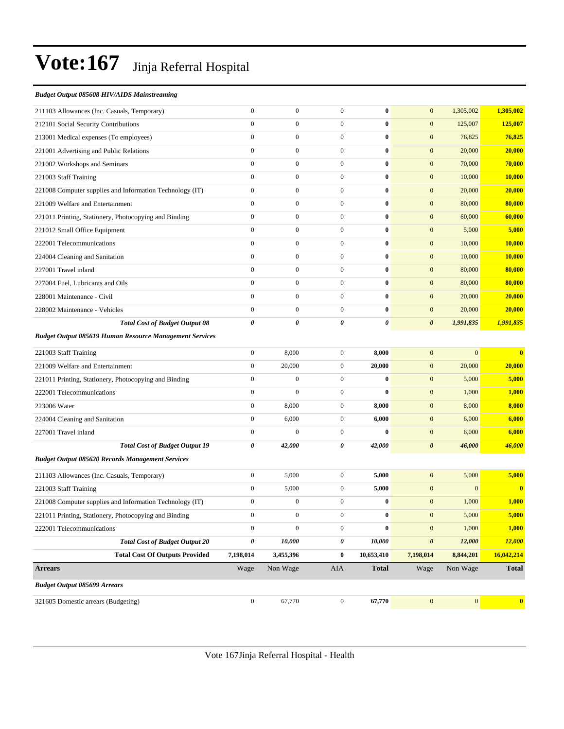# Vote:167 Jinja Referral Hospital

| | | | | | | | |
|---|---|---|---|---|---|---|---|
| ***Budget Output 085608 HIV/AIDS Mainstreaming*** | | | | | | | |
| 211103 Allowances (Inc. Casuals, Temporary) | 0 | 0 | 0 | **0** | 0 | 1,305,002 | **1,305,002** |
| 212101 Social Security Contributions | 0 | 0 | 0 | **0** | 0 | 125,007 | **125,007** |
| 213001 Medical expenses (To employees) | 0 | 0 | 0 | **0** | 0 | 76,825 | **76,825** |
| 221001 Advertising and Public Relations | 0 | 0 | 0 | **0** | 0 | 20,000 | **20,000** |
| 221002 Workshops and Seminars | 0 | 0 | 0 | **0** | 0 | 70,000 | **70,000** |
| 221003 Staff Training | 0 | 0 | 0 | **0** | 0 | 10,000 | **10,000** |
| 221008 Computer supplies and Information Technology (IT) | 0 | 0 | 0 | **0** | 0 | 20,000 | **20,000** |
| 221009 Welfare and Entertainment | 0 | 0 | 0 | **0** | 0 | 80,000 | **80,000** |
| 221011 Printing, Stationery, Photocopying and Binding | 0 | 0 | 0 | **0** | 0 | 60,000 | **60,000** |
| 221012 Small Office Equipment | 0 | 0 | 0 | **0** | 0 | 5,000 | **5,000** |
| 222001 Telecommunications | 0 | 0 | 0 | **0** | 0 | 10,000 | **10,000** |
| 224004 Cleaning and Sanitation | 0 | 0 | 0 | **0** | 0 | 10,000 | **10,000** |
| 227001 Travel inland | 0 | 0 | 0 | **0** | 0 | 80,000 | **80,000** |
| 227004 Fuel, Lubricants and Oils | 0 | 0 | 0 | **0** | 0 | 80,000 | **80,000** |
| 228001 Maintenance - Civil | 0 | 0 | 0 | **0** | 0 | 20,000 | **20,000** |
| 228002 Maintenance - Vehicles | 0 | 0 | 0 | **0** | 0 | 20,000 | **20,000** |
| ***Total Cost of Budget Output 08*** | ***0*** | ***0*** | ***0*** | ***0*** | ***0*** | ***1,991,835*** | ***1,991,835*** |
| ***Budget Output 085619 Human Resource Management Services*** | | | | | | | |
| 221003 Staff Training | 0 | 8,000 | 0 | **8,000** | 0 | 0 | **0** |
| 221009 Welfare and Entertainment | 0 | 20,000 | 0 | **20,000** | 0 | 20,000 | **20,000** |
| 221011 Printing, Stationery, Photocopying and Binding | 0 | 0 | 0 | **0** | 0 | 5,000 | **5,000** |
| 222001 Telecommunications | 0 | 0 | 0 | **0** | 0 | 1,000 | **1,000** |
| 223006 Water | 0 | 8,000 | 0 | **8,000** | 0 | 8,000 | **8,000** |
| 224004 Cleaning and Sanitation | 0 | 6,000 | 0 | **6,000** | 0 | 6,000 | **6,000** |
| 227001 Travel inland | 0 | 0 | 0 | **0** | 0 | 6,000 | **6,000** |
| ***Total Cost of Budget Output 19*** | ***0*** | ***42,000*** | ***0*** | ***42,000*** | ***0*** | ***46,000*** | ***46,000*** |
| ***Budget Output 085620 Records Management Services*** | | | | | | | |
| 211103 Allowances (Inc. Casuals, Temporary) | 0 | 5,000 | 0 | **5,000** | 0 | 5,000 | **5,000** |
| 221003 Staff Training | 0 | 5,000 | 0 | **5,000** | 0 | 0 | **0** |
| 221008 Computer supplies and Information Technology (IT) | 0 | 0 | 0 | **0** | 0 | 1,000 | **1,000** |
| 221011 Printing, Stationery, Photocopying and Binding | 0 | 0 | 0 | **0** | 0 | 5,000 | **5,000** |
| 222001 Telecommunications | 0 | 0 | 0 | **0** | 0 | 1,000 | **1,000** |
| ***Total Cost of Budget Output 20*** | ***0*** | ***10,000*** | ***0*** | ***10,000*** | ***0*** | ***12,000*** | ***12,000*** |
| **Total Cost Of Outputs Provided** | **7,198,014** | **3,455,396** | **0** | **10,653,410** | **7,198,014** | **8,844,201** | **16,042,214** |
| **Arrears** | Wage | Non Wage | AIA | **Total** | Wage | Non Wage | **Total** |
| ***Budget Output 085699 Arrears*** | | | | | | | |
| 321605 Domestic arrears (Budgeting) | 0 | 67,770 | 0 | **67,770** | 0 | 0 | **0** |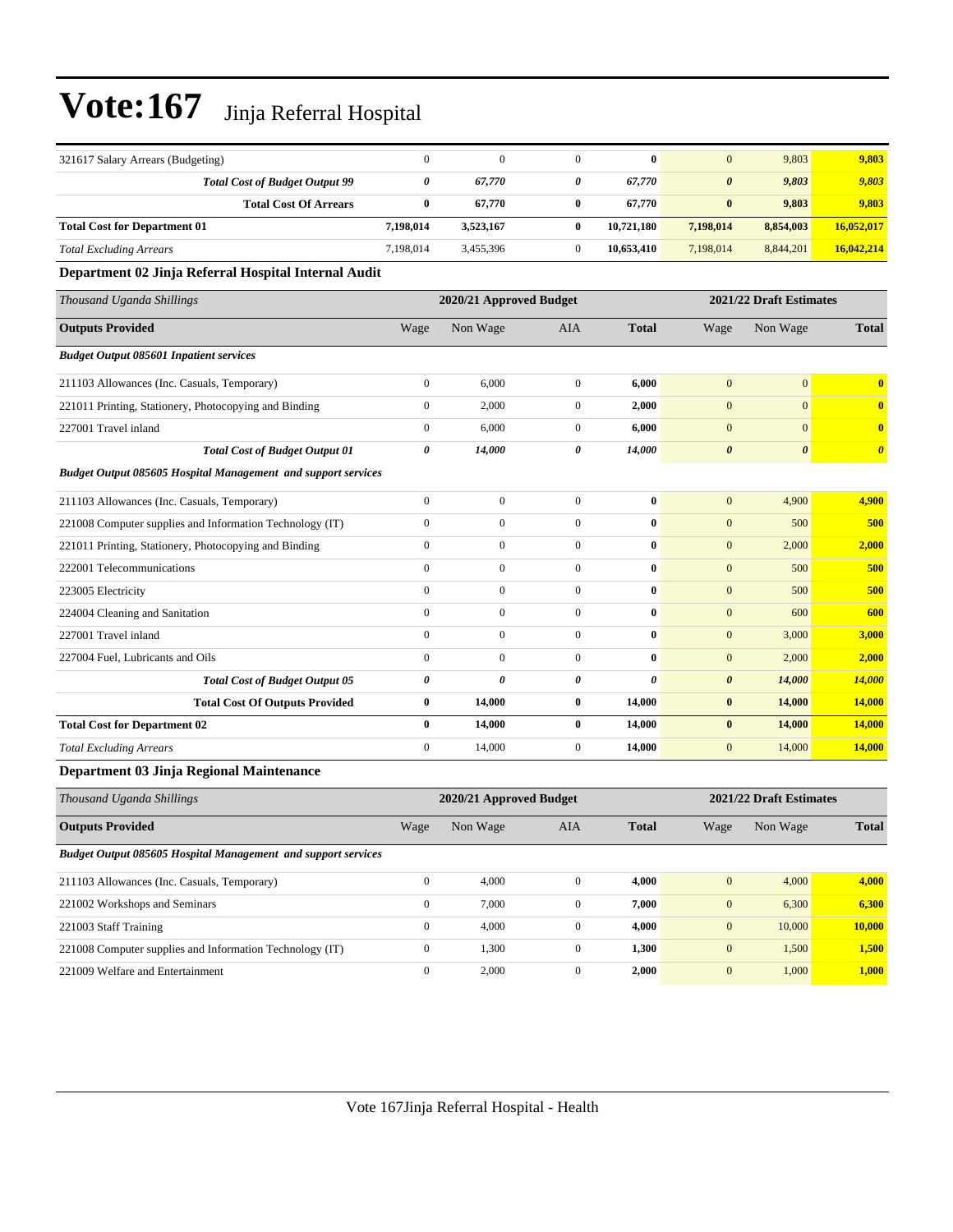# Vote:167 Jinja Referral Hospital

| | | | | | | | |
|---|---|---|---|---|---|---|---|
| 321617 Salary Arrears (Budgeting) | 0 | 0 | 0 | **0** | 0 | 9,803 | **9,803** |
| ***Total Cost of Budget Output 99*** | ***0*** | ***67,770*** | ***0*** | ***67,770*** | ***0*** | ***9,803*** | ***9,803*** |
| **Total Cost Of Arrears** | **0** | **67,770** | **0** | **67,770** | **0** | **9,803** | **9,803** |
| **Total Cost for Department 01** | **7,198,014** | **3,523,167** | **0** | **10,721,180** | **7,198,014** | **8,854,003** | **16,052,017** |
| *Total Excluding Arrears* | 7,198,014 | 3,455,396 | 0 | **10,653,410** | 7,198,014 | 8,844,201 | **16,042,214** |

**Department 02 Jinja Referral Hospital Internal Audit**

| *Thousand Uganda Shillings* | 2020/21 Approved Budget | | | | 2021/22 Draft Estimates | | |
|---|---|---|---|---|---|---|---|
| **Outputs Provided** | Wage | Non Wage | AIA | **Total** | Wage | Non Wage | **Total** |
| ***Budget Output 085601 Inpatient services*** | | | | | | | |
| 211103 Allowances (Inc. Casuals, Temporary) | 0 | 6,000 | 0 | **6,000** | 0 | 0 | **0** |
| 221011 Printing, Stationery, Photocopying and Binding | 0 | 2,000 | 0 | **2,000** | 0 | 0 | **0** |
| 227001 Travel inland | 0 | 6,000 | 0 | **6,000** | 0 | 0 | **0** |
| ***Total Cost of Budget Output 01*** | ***0*** | ***14,000*** | ***0*** | ***14,000*** | ***0*** | ***0*** | ***0*** |
| ***Budget Output 085605 Hospital Management and support services*** | | | | | | | |
| 211103 Allowances (Inc. Casuals, Temporary) | 0 | 0 | 0 | **0** | 0 | 4,900 | **4,900** |
| 221008 Computer supplies and Information Technology (IT) | 0 | 0 | 0 | **0** | 0 | 500 | **500** |
| 221011 Printing, Stationery, Photocopying and Binding | 0 | 0 | 0 | **0** | 0 | 2,000 | **2,000** |
| 222001 Telecommunications | 0 | 0 | 0 | **0** | 0 | 500 | **500** |
| 223005 Electricity | 0 | 0 | 0 | **0** | 0 | 500 | **500** |
| 224004 Cleaning and Sanitation | 0 | 0 | 0 | **0** | 0 | 600 | **600** |
| 227001 Travel inland | 0 | 0 | 0 | **0** | 0 | 3,000 | **3,000** |
| 227004 Fuel, Lubricants and Oils | 0 | 0 | 0 | **0** | 0 | 2,000 | **2,000** |
| ***Total Cost of Budget Output 05*** | ***0*** | ***0*** | ***0*** | ***0*** | ***0*** | ***14,000*** | ***14,000*** |
| **Total Cost Of Outputs Provided** | **0** | **14,000** | **0** | **14,000** | **0** | **14,000** | **14,000** |
| **Total Cost for Department 02** | **0** | **14,000** | **0** | **14,000** | **0** | **14,000** | **14,000** |
| *Total Excluding Arrears* | 0 | 14,000 | 0 | **14,000** | 0 | 14,000 | **14,000** |

**Department 03 Jinja Regional Maintenance**

| *Thousand Uganda Shillings* | 2020/21 Approved Budget | | | | 2021/22 Draft Estimates | | |
|---|---|---|---|---|---|---|---|
| **Outputs Provided** | Wage | Non Wage | AIA | **Total** | Wage | Non Wage | **Total** |
| ***Budget Output 085605 Hospital Management and support services*** | | | | | | | |
| 211103 Allowances (Inc. Casuals, Temporary) | 0 | 4,000 | 0 | **4,000** | 0 | 4,000 | **4,000** |
| 221002 Workshops and Seminars | 0 | 7,000 | 0 | **7,000** | 0 | 6,300 | **6,300** |
| 221003 Staff Training | 0 | 4,000 | 0 | **4,000** | 0 | 10,000 | **10,000** |
| 221008 Computer supplies and Information Technology (IT) | 0 | 1,300 | 0 | **1,300** | 0 | 1,500 | **1,500** |
| 221009 Welfare and Entertainment | 0 | 2,000 | 0 | **2,000** | 0 | 1,000 | **1,000** |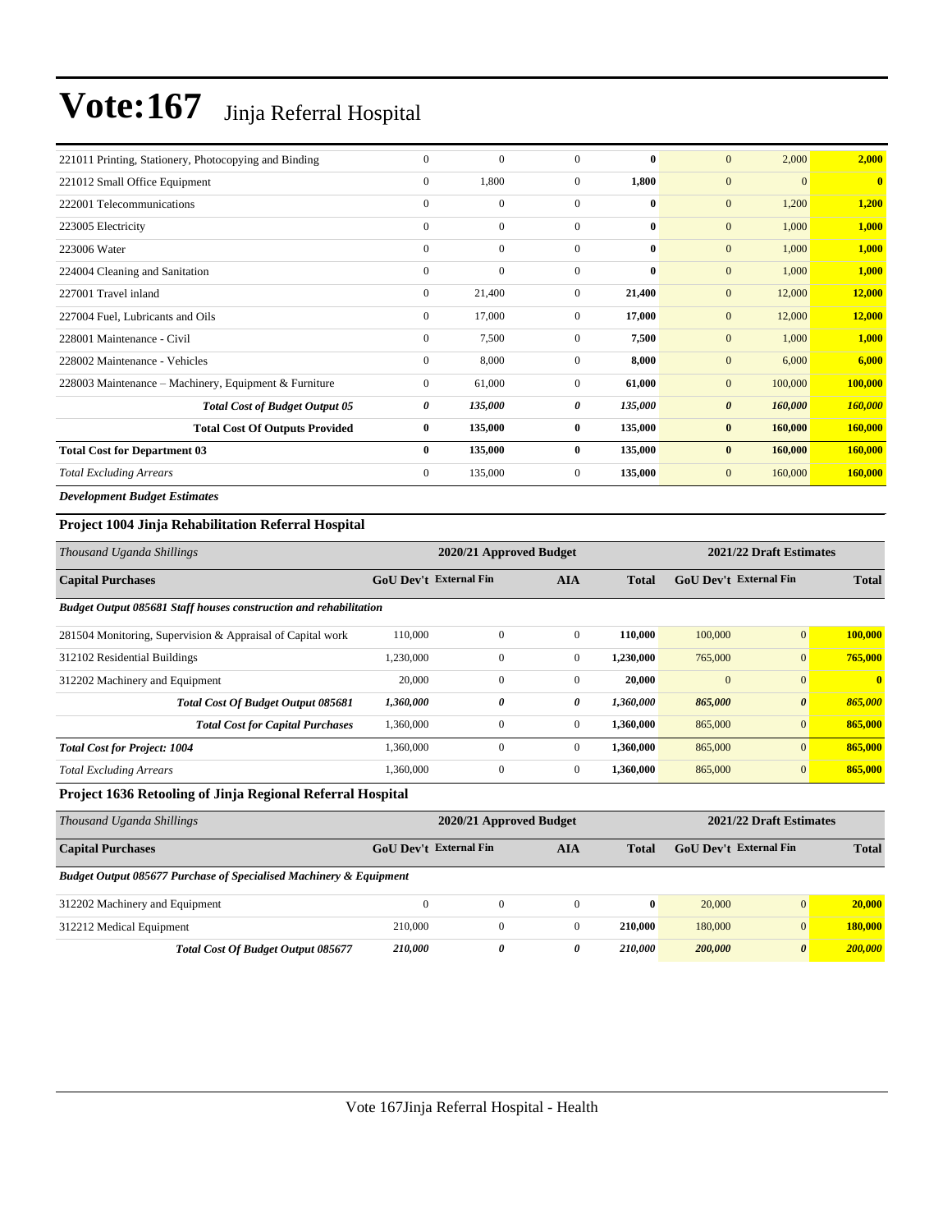# Vote:167 Jinja Referral Hospital

| | | | | | | | |
|---|---|---|---|---|---|---|---|
| 221011 Printing, Stationery, Photocopying and Binding | 0 | 0 | 0 | **0** | 0 | 2,000 | **2,000** |
| 221012 Small Office Equipment | 0 | 1,800 | 0 | **1,800** | 0 | 0 | **0** |
| 222001 Telecommunications | 0 | 0 | 0 | **0** | 0 | 1,200 | **1,200** |
| 223005 Electricity | 0 | 0 | 0 | **0** | 0 | 1,000 | **1,000** |
| 223006 Water | 0 | 0 | 0 | **0** | 0 | 1,000 | **1,000** |
| 224004 Cleaning and Sanitation | 0 | 0 | 0 | **0** | 0 | 1,000 | **1,000** |
| 227001 Travel inland | 0 | 21,400 | 0 | **21,400** | 0 | 12,000 | **12,000** |
| 227004 Fuel, Lubricants and Oils | 0 | 17,000 | 0 | **17,000** | 0 | 12,000 | **12,000** |
| 228001 Maintenance - Civil | 0 | 7,500 | 0 | **7,500** | 0 | 1,000 | **1,000** |
| 228002 Maintenance - Vehicles | 0 | 8,000 | 0 | **8,000** | 0 | 6,000 | **6,000** |
| 228003 Maintenance – Machinery, Equipment & Furniture | 0 | 61,000 | 0 | **61,000** | 0 | 100,000 | **100,000** |
| ***Total Cost of Budget Output 05*** | ***0*** | ***135,000*** | ***0*** | ***135,000*** | ***0*** | ***160,000*** | ***160,000*** |
| **Total Cost Of Outputs Provided** | **0** | **135,000** | **0** | **135,000** | **0** | **160,000** | **160,000** |
| **Total Cost for Department 03** | **0** | **135,000** | **0** | **135,000** | **0** | **160,000** | **160,000** |
| *Total Excluding Arrears* | 0 | 135,000 | 0 | **135,000** | 0 | 160,000 | **160,000** |

***Development Budget Estimates***

### Project 1004 Jinja Rehabilitation Referral Hospital

| *Thousand Uganda Shillings* | 2020/21 Approved Budget | | | | 2021/22 Draft Estimates | | |
|---|---|---|---|---|---|---|---|
| **Capital Purchases** | **GoU Dev't** | **External Fin** | **AIA** | **Total** | **GoU Dev't** | **External Fin** | **Total** |
| ***Budget Output 085681 Staff houses construction and rehabilitation*** | | | | | | | |
| 281504 Monitoring, Supervision & Appraisal of Capital work | 110,000 | 0 | 0 | **110,000** | 100,000 | 0 | **100,000** |
| 312102 Residential Buildings | 1,230,000 | 0 | 0 | **1,230,000** | 765,000 | 0 | **765,000** |
| 312202 Machinery and Equipment | 20,000 | 0 | 0 | **20,000** | 0 | 0 | **0** |
| ***Total Cost Of Budget Output 085681*** | ***1,360,000*** | ***0*** | ***0*** | ***1,360,000*** | ***865,000*** | ***0*** | ***865,000*** |
| ***Total Cost for Capital Purchases*** | 1,360,000 | 0 | 0 | **1,360,000** | 865,000 | 0 | **865,000** |
| ***Total Cost for Project: 1004*** | 1,360,000 | 0 | 0 | **1,360,000** | 865,000 | 0 | **865,000** |
| *Total Excluding Arrears* | 1,360,000 | 0 | 0 | **1,360,000** | 865,000 | 0 | **865,000** |

### Project 1636 Retooling of Jinja Regional Referral Hospital

| *Thousand Uganda Shillings* | 2020/21 Approved Budget | | | | 2021/22 Draft Estimates | | |
|---|---|---|---|---|---|---|---|
| **Capital Purchases** | **GoU Dev't** | **External Fin** | **AIA** | **Total** | **GoU Dev't** | **External Fin** | **Total** |
| ***Budget Output 085677 Purchase of Specialised Machinery & Equipment*** | | | | | | | |
| 312202 Machinery and Equipment | 0 | 0 | 0 | **0** | 20,000 | 0 | **20,000** |
| 312212 Medical Equipment | 210,000 | 0 | 0 | **210,000** | 180,000 | 0 | **180,000** |
| ***Total Cost Of Budget Output 085677*** | ***210,000*** | ***0*** | ***0*** | ***210,000*** | ***200,000*** | ***0*** | ***200,000*** |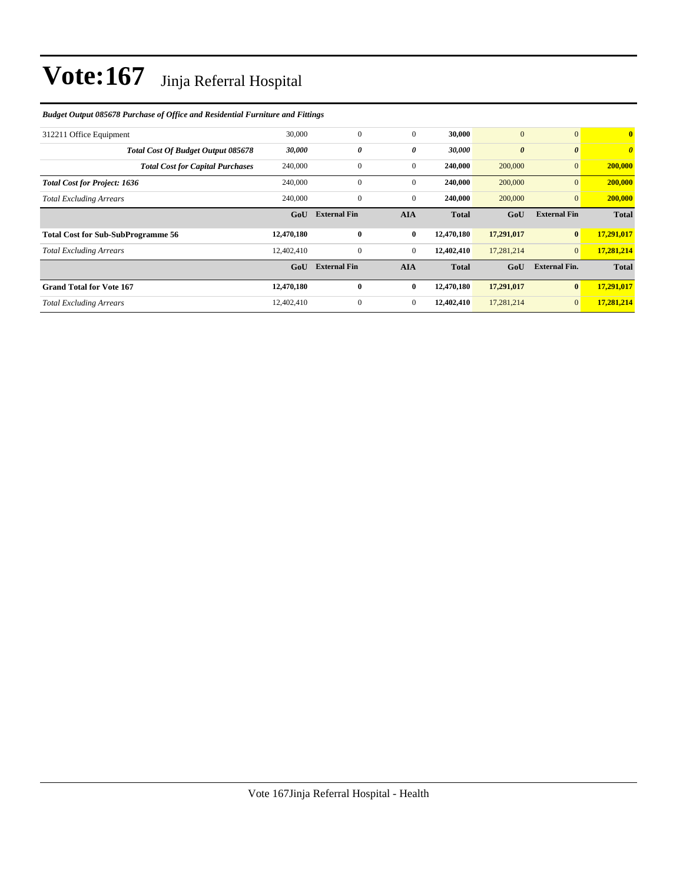*Budget Output 085678 Purchase of Office and Residential Furniture and Fittings*

| | | | | | | | |
|---|---|---|---|---|---|---|---|
| 312211 Office Equipment | 30,000 | 0 | 0 | **30,000** | 0 | 0 | **0** |
| ***Total Cost Of Budget Output 085678*** | ***30,000*** | ***0*** | ***0*** | ***30,000*** | ***0*** | ***0*** | ***0*** |
| ***Total Cost for Capital Purchases*** | 240,000 | 0 | 0 | **240,000** | 200,000 | 0 | **200,000** |
| ***Total Cost for Project: 1636*** | 240,000 | 0 | 0 | **240,000** | 200,000 | 0 | **200,000** |
| *Total Excluding Arrears* | 240,000 | 0 | 0 | **240,000** | 200,000 | 0 | **200,000** |
| | **GoU** | **External Fin** | **AIA** | **Total** | **GoU** | **External Fin** | **Total** |
| **Total Cost for Sub-SubProgramme 56** | **12,470,180** | **0** | **0** | **12,470,180** | **17,291,017** | **0** | **17,291,017** |
| *Total Excluding Arrears* | 12,402,410 | 0 | 0 | **12,402,410** | 17,281,214 | 0 | **17,281,214** |
| | **GoU** | **External Fin** | **AIA** | **Total** | **GoU** | **External Fin.** | **Total** |
| **Grand Total for Vote 167** | **12,470,180** | **0** | **0** | **12,470,180** | **17,291,017** | **0** | **17,291,017** |
| *Total Excluding Arrears* | 12,402,410 | 0 | 0 | **12,402,410** | 17,281,214 | 0 | **17,281,214** |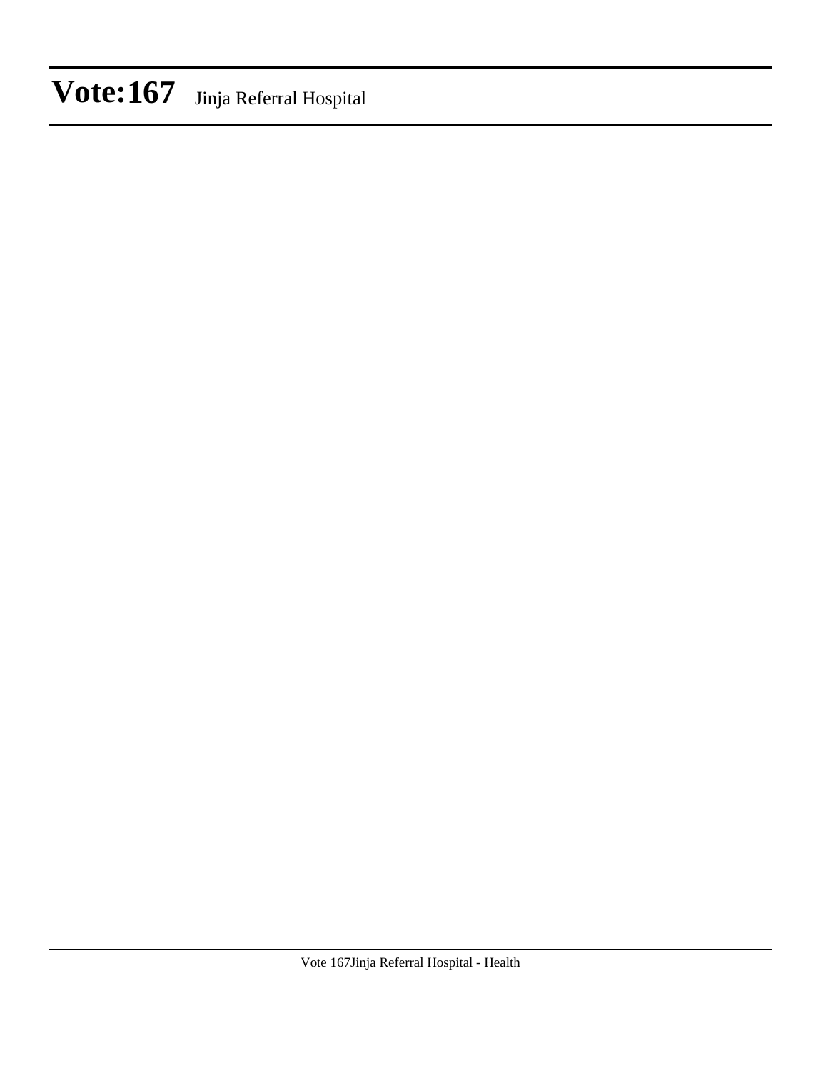# Vote:167 Jinja Referral Hospital